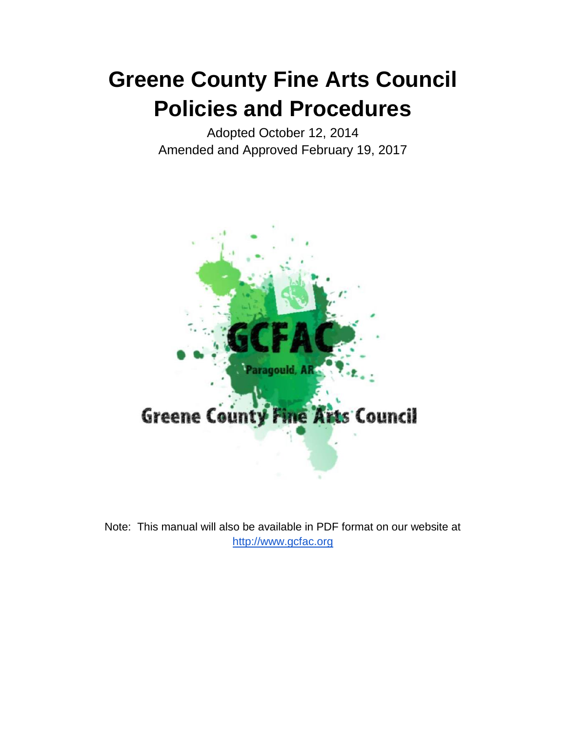# Greene County Fine Arts Council Policies and Procedures

Adopted October 12, 2014
Amended and Approved February 19, 2017

Note: This manual will also be available in PDF format on our website at [http://www.gcfac.org](http://www.gcfac.org)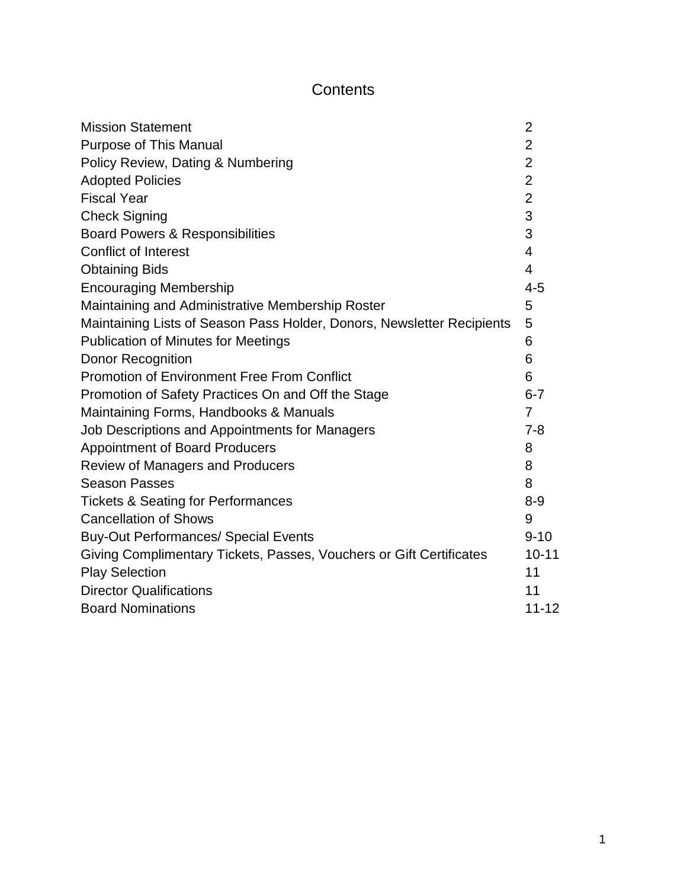# Contents

| | |
|---|---|
| Mission Statement | 2 |
| Purpose of This Manual | 2 |
| Policy Review, Dating & Numbering | 2 |
| Adopted Policies | 2 |
| Fiscal Year | 2 |
| Check Signing | 3 |
| Board Powers & Responsibilities | 3 |
| Conflict of Interest | 4 |
| Obtaining Bids | 4 |
| Encouraging Membership | 4-5 |
| Maintaining and Administrative Membership Roster | 5 |
| Maintaining Lists of Season Pass Holder, Donors, Newsletter Recipients | 5 |
| Publication of Minutes for Meetings | 6 |
| Donor Recognition | 6 |
| Promotion of Environment Free From Conflict | 6 |
| Promotion of Safety Practices On and Off the Stage | 6-7 |
| Maintaining Forms, Handbooks & Manuals | 7 |
| Job Descriptions and Appointments for Managers | 7-8 |
| Appointment of Board Producers | 8 |
| Review of Managers and Producers | 8 |
| Season Passes | 8 |
| Tickets & Seating for Performances | 8-9 |
| Cancellation of Shows | 9 |
| Buy-Out Performances/ Special Events | 9-10 |
| Giving Complimentary Tickets, Passes, Vouchers or Gift Certificates | 10-11 |
| Play Selection | 11 |
| Director Qualifications | 11 |
| Board Nominations | 11-12 |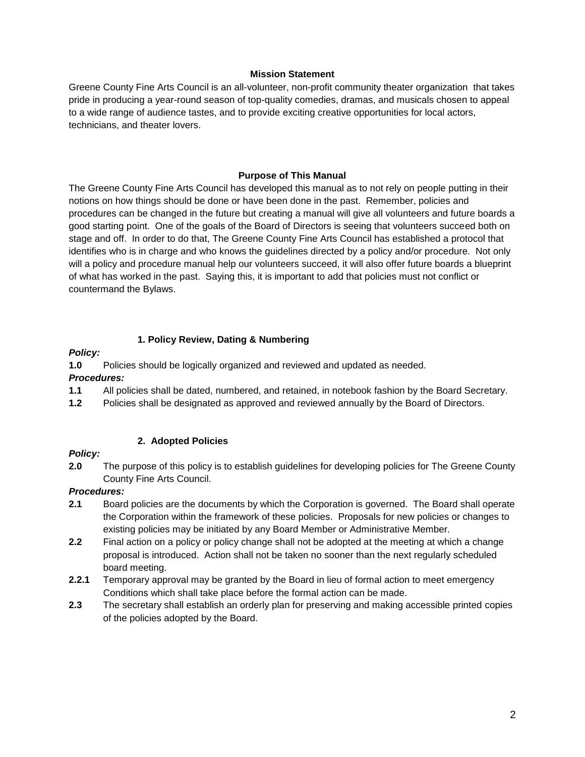**Mission Statement**

Greene County Fine Arts Council is an all-volunteer, non-profit community theater organization that takes pride in producing a year-round season of top-quality comedies, dramas, and musicals chosen to appeal to a wide range of audience tastes, and to provide exciting creative opportunities for local actors, technicians, and theater lovers.

**Purpose of This Manual**

The Greene County Fine Arts Council has developed this manual as to not rely on people putting in their notions on how things should be done or have been done in the past. Remember, policies and procedures can be changed in the future but creating a manual will give all volunteers and future boards a good starting point. One of the goals of the Board of Directors is seeing that volunteers succeed both on stage and off. In order to do that, The Greene County Fine Arts Council has established a protocol that identifies who is in charge and who knows the guidelines directed by a policy and/or procedure. Not only will a policy and procedure manual help our volunteers succeed, it will also offer future boards a blueprint of what has worked in the past. Saying this, it is important to add that policies must not conflict or countermand the Bylaws.

**1. Policy Review, Dating & Numbering**

***Policy:***

**1.0** Policies should be logically organized and reviewed and updated as needed.

***Procedures:***

**1.1** All policies shall be dated, numbered, and retained, in notebook fashion by the Board Secretary.

**1.2** Policies shall be designated as approved and reviewed annually by the Board of Directors.

**2. Adopted Policies**

***Policy:***

**2.0** The purpose of this policy is to establish guidelines for developing policies for The Greene County County Fine Arts Council.

***Procedures:***

**2.1** Board policies are the documents by which the Corporation is governed. The Board shall operate the Corporation within the framework of these policies. Proposals for new policies or changes to existing policies may be initiated by any Board Member or Administrative Member.

**2.2** Final action on a policy or policy change shall not be adopted at the meeting at which a change proposal is introduced. Action shall not be taken no sooner than the next regularly scheduled board meeting.

**2.2.1** Temporary approval may be granted by the Board in lieu of formal action to meet emergency Conditions which shall take place before the formal action can be made.

**2.3** The secretary shall establish an orderly plan for preserving and making accessible printed copies of the policies adopted by the Board.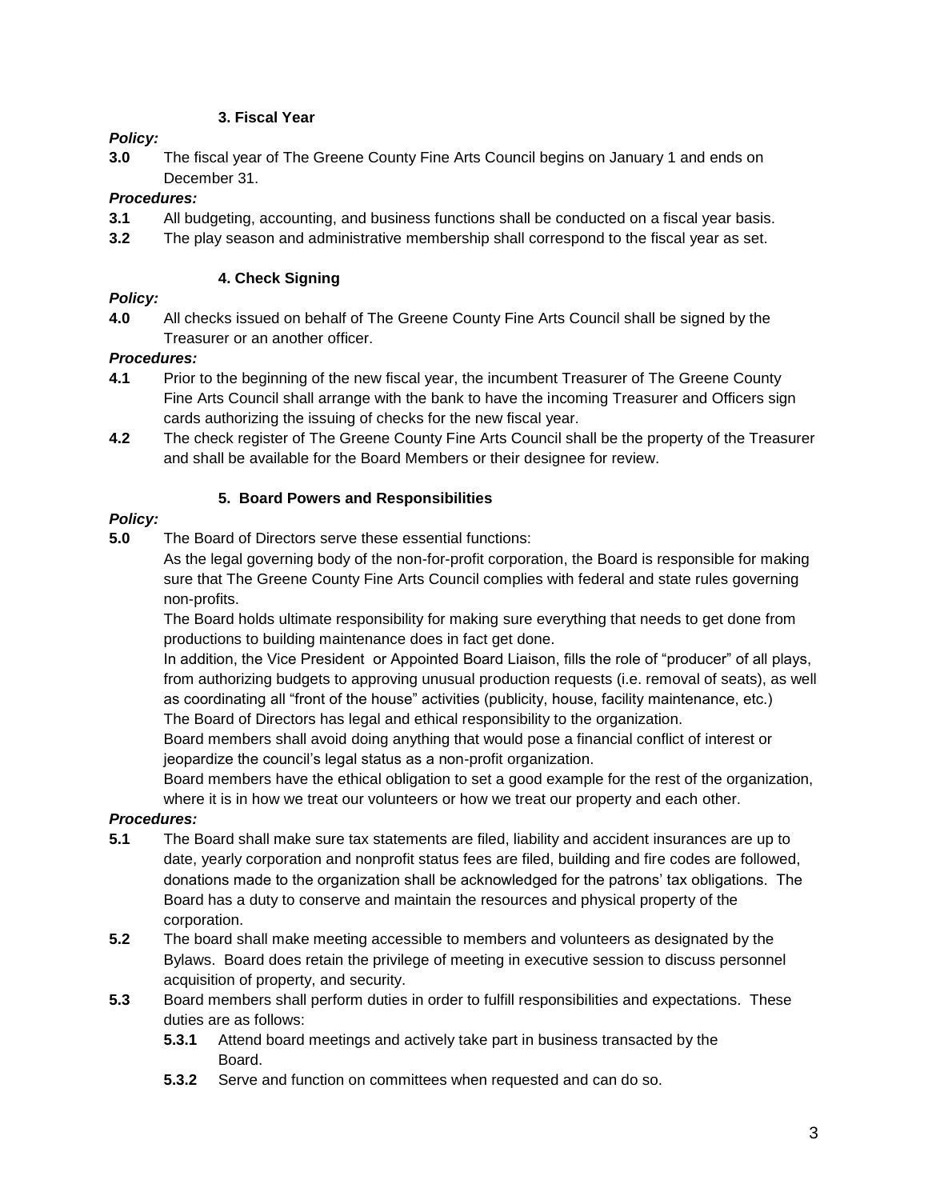### 3. Fiscal Year

***Policy:***

**3.0** The fiscal year of The Greene County Fine Arts Council begins on January 1 and ends on December 31.

***Procedures:***

**3.1** All budgeting, accounting, and business functions shall be conducted on a fiscal year basis.

**3.2** The play season and administrative membership shall correspond to the fiscal year as set.

### 4. Check Signing

***Policy:***

**4.0** All checks issued on behalf of The Greene County Fine Arts Council shall be signed by the Treasurer or an another officer.

***Procedures:***

**4.1** Prior to the beginning of the new fiscal year, the incumbent Treasurer of The Greene County Fine Arts Council shall arrange with the bank to have the incoming Treasurer and Officers sign cards authorizing the issuing of checks for the new fiscal year.

**4.2** The check register of The Greene County Fine Arts Council shall be the property of the Treasurer and shall be available for the Board Members or their designee for review.

### 5. Board Powers and Responsibilities

***Policy:***

**5.0** The Board of Directors serve these essential functions:

As the legal governing body of the non-for-profit corporation, the Board is responsible for making sure that The Greene County Fine Arts Council complies with federal and state rules governing non-profits.

The Board holds ultimate responsibility for making sure everything that needs to get done from productions to building maintenance does in fact get done.

In addition, the Vice President or Appointed Board Liaison, fills the role of "producer" of all plays, from authorizing budgets to approving unusual production requests (i.e. removal of seats), as well as coordinating all "front of the house" activities (publicity, house, facility maintenance, etc.)

The Board of Directors has legal and ethical responsibility to the organization.

Board members shall avoid doing anything that would pose a financial conflict of interest or jeopardize the council's legal status as a non-profit organization.

Board members have the ethical obligation to set a good example for the rest of the organization, where it is in how we treat our volunteers or how we treat our property and each other.

***Procedures:***

**5.1** The Board shall make sure tax statements are filed, liability and accident insurances are up to date, yearly corporation and nonprofit status fees are filed, building and fire codes are followed, donations made to the organization shall be acknowledged for the patrons' tax obligations. The Board has a duty to conserve and maintain the resources and physical property of the corporation.

**5.2** The board shall make meeting accessible to members and volunteers as designated by the Bylaws. Board does retain the privilege of meeting in executive session to discuss personnel acquisition of property, and security.

**5.3** Board members shall perform duties in order to fulfill responsibilities and expectations. These duties are as follows:

- **5.3.1** Attend board meetings and actively take part in business transacted by the Board.
- **5.3.2** Serve and function on committees when requested and can do so.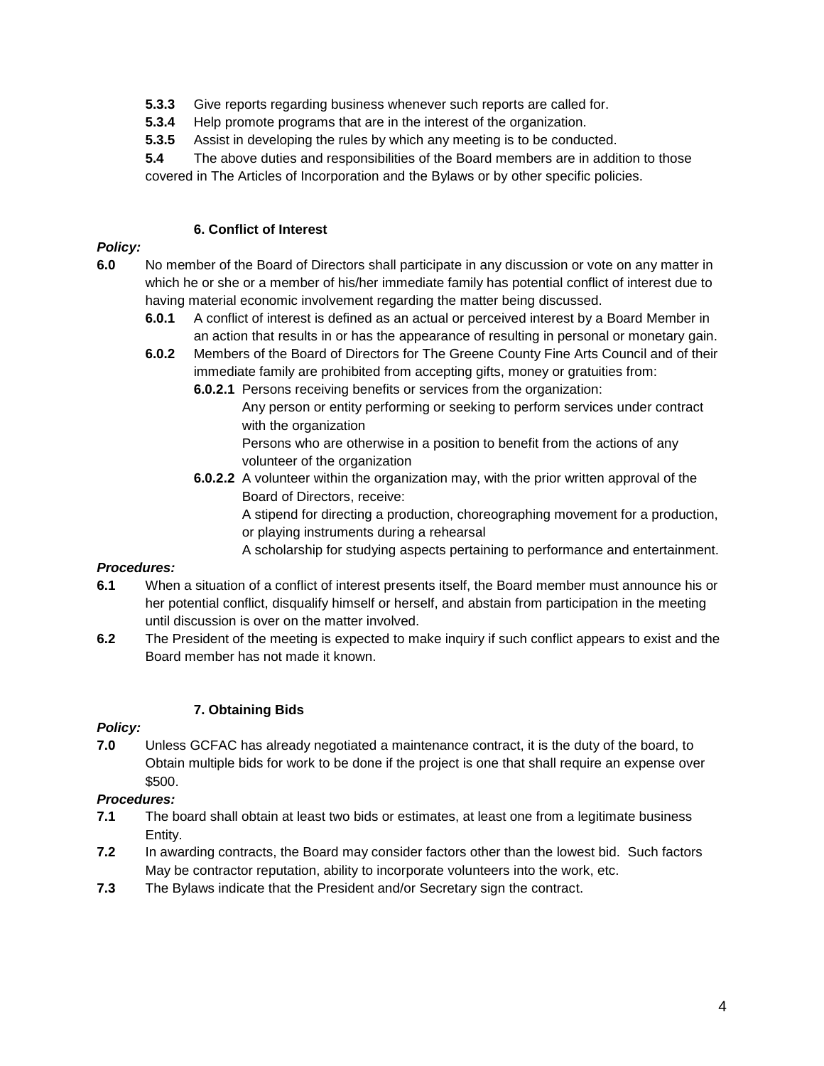**5.3.3** Give reports regarding business whenever such reports are called for.

**5.3.4** Help promote programs that are in the interest of the organization.

**5.3.5** Assist in developing the rules by which any meeting is to be conducted.

**5.4** The above duties and responsibilities of the Board members are in addition to those covered in The Articles of Incorporation and the Bylaws or by other specific policies.

### 6. Conflict of Interest

***Policy:***

**6.0** No member of the Board of Directors shall participate in any discussion or vote on any matter in which he or she or a member of his/her immediate family has potential conflict of interest due to having material economic involvement regarding the matter being discussed.

**6.0.1** A conflict of interest is defined as an actual or perceived interest by a Board Member in an action that results in or has the appearance of resulting in personal or monetary gain.

**6.0.2** Members of the Board of Directors for The Greene County Fine Arts Council and of their immediate family are prohibited from accepting gifts, money or gratuities from:

**6.0.2.1** Persons receiving benefits or services from the organization:
Any person or entity performing or seeking to perform services under contract with the organization
Persons who are otherwise in a position to benefit from the actions of any volunteer of the organization

**6.0.2.2** A volunteer within the organization may, with the prior written approval of the Board of Directors, receive:
A stipend for directing a production, choreographing movement for a production, or playing instruments during a rehearsal
A scholarship for studying aspects pertaining to performance and entertainment.

***Procedures:***

**6.1** When a situation of a conflict of interest presents itself, the Board member must announce his or her potential conflict, disqualify himself or herself, and abstain from participation in the meeting until discussion is over on the matter involved.

**6.2** The President of the meeting is expected to make inquiry if such conflict appears to exist and the Board member has not made it known.

### 7. Obtaining Bids

***Policy:***

**7.0** Unless GCFAC has already negotiated a maintenance contract, it is the duty of the board, to Obtain multiple bids for work to be done if the project is one that shall require an expense over $500.

***Procedures:***

**7.1** The board shall obtain at least two bids or estimates, at least one from a legitimate business Entity.

**7.2** In awarding contracts, the Board may consider factors other than the lowest bid. Such factors May be contractor reputation, ability to incorporate volunteers into the work, etc.

**7.3** The Bylaws indicate that the President and/or Secretary sign the contract.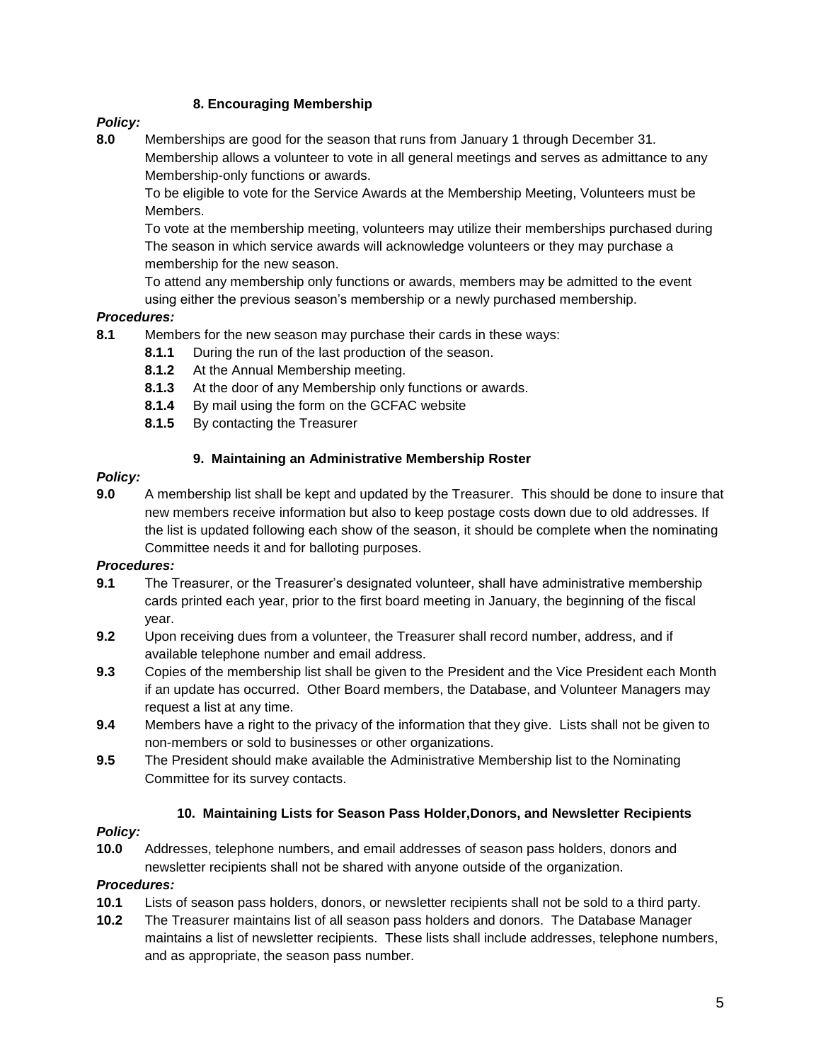### 8. Encouraging Membership

***Policy:***

**8.0** Memberships are good for the season that runs from January 1 through December 31. Membership allows a volunteer to vote in all general meetings and serves as admittance to any Membership-only functions or awards.

To be eligible to vote for the Service Awards at the Membership Meeting, Volunteers must be Members.

To vote at the membership meeting, volunteers may utilize their memberships purchased during The season in which service awards will acknowledge volunteers or they may purchase a membership for the new season.

To attend any membership only functions or awards, members may be admitted to the event using either the previous season's membership or a newly purchased membership.

***Procedures:***

**8.1** Members for the new season may purchase their cards in these ways:

- **8.1.1** During the run of the last production of the season.
- **8.1.2** At the Annual Membership meeting.
- **8.1.3** At the door of any Membership only functions or awards.
- **8.1.4** By mail using the form on the GCFAC website
- **8.1.5** By contacting the Treasurer

### 9. Maintaining an Administrative Membership Roster

***Policy:***

**9.0** A membership list shall be kept and updated by the Treasurer. This should be done to insure that new members receive information but also to keep postage costs down due to old addresses. If the list is updated following each show of the season, it should be complete when the nominating Committee needs it and for balloting purposes.

***Procedures:***

**9.1** The Treasurer, or the Treasurer's designated volunteer, shall have administrative membership cards printed each year, prior to the first board meeting in January, the beginning of the fiscal year.

**9.2** Upon receiving dues from a volunteer, the Treasurer shall record number, address, and if available telephone number and email address.

**9.3** Copies of the membership list shall be given to the President and the Vice President each Month if an update has occurred. Other Board members, the Database, and Volunteer Managers may request a list at any time.

**9.4** Members have a right to the privacy of the information that they give. Lists shall not be given to non-members or sold to businesses or other organizations.

**9.5** The President should make available the Administrative Membership list to the Nominating Committee for its survey contacts.

### 10. Maintaining Lists for Season Pass Holder,Donors, and Newsletter Recipients

***Policy:***

**10.0** Addresses, telephone numbers, and email addresses of season pass holders, donors and newsletter recipients shall not be shared with anyone outside of the organization.

***Procedures:***

**10.1** Lists of season pass holders, donors, or newsletter recipients shall not be sold to a third party.

**10.2** The Treasurer maintains list of all season pass holders and donors. The Database Manager maintains a list of newsletter recipients. These lists shall include addresses, telephone numbers, and as appropriate, the season pass number.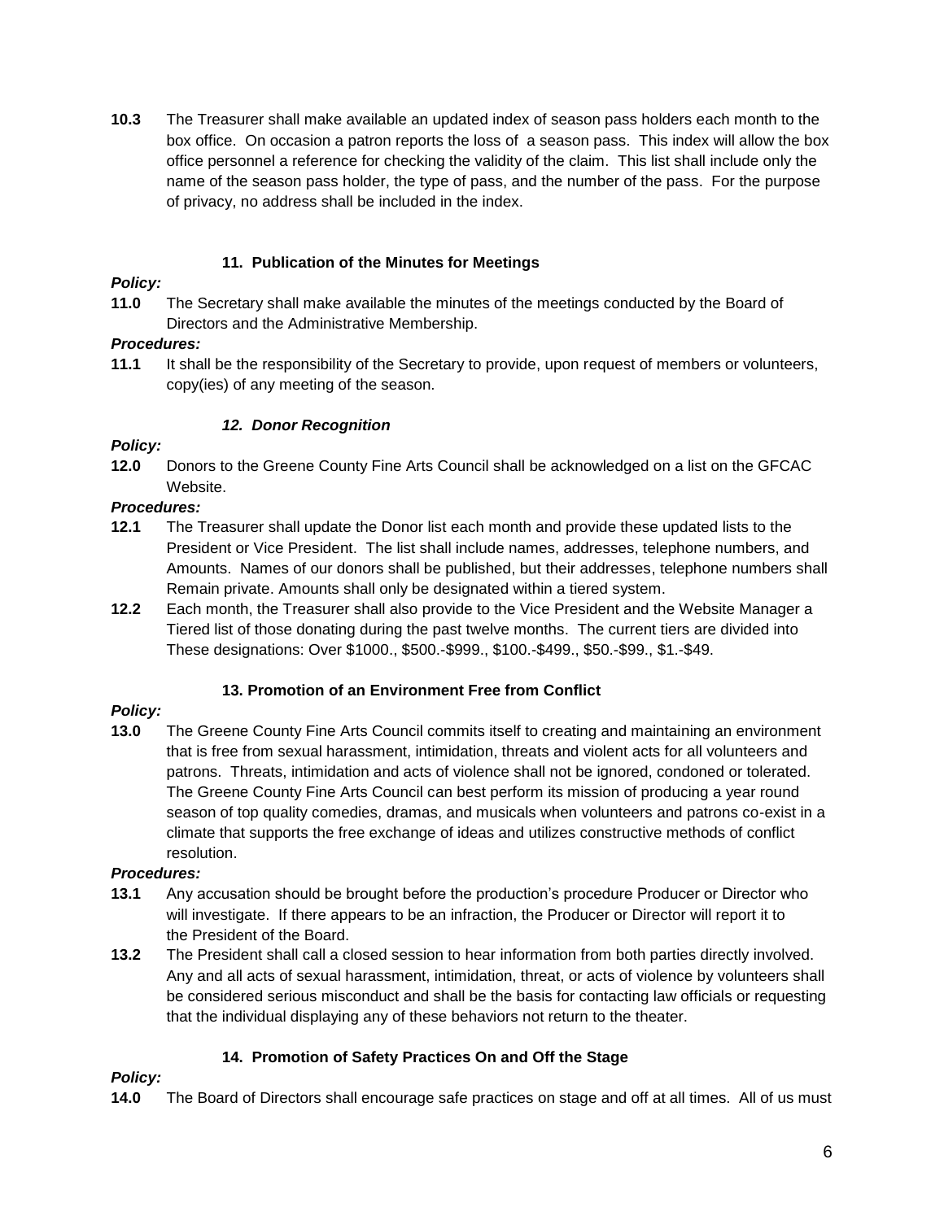**10.3** The Treasurer shall make available an updated index of season pass holders each month to the box office. On occasion a patron reports the loss of a season pass. This index will allow the box office personnel a reference for checking the validity of the claim. This list shall include only the name of the season pass holder, the type of pass, and the number of the pass. For the purpose of privacy, no address shall be included in the index.

### 11. Publication of the Minutes for Meetings

***Policy:***

**11.0** The Secretary shall make available the minutes of the meetings conducted by the Board of Directors and the Administrative Membership.

***Procedures:***

**11.1** It shall be the responsibility of the Secretary to provide, upon request of members or volunteers, copy(ies) of any meeting of the season.

### *12. Donor Recognition*

***Policy:***

**12.0** Donors to the Greene County Fine Arts Council shall be acknowledged on a list on the GFCAC Website.

***Procedures:***

**12.1** The Treasurer shall update the Donor list each month and provide these updated lists to the President or Vice President. The list shall include names, addresses, telephone numbers, and Amounts. Names of our donors shall be published, but their addresses, telephone numbers shall Remain private. Amounts shall only be designated within a tiered system.

**12.2** Each month, the Treasurer shall also provide to the Vice President and the Website Manager a Tiered list of those donating during the past twelve months. The current tiers are divided into These designations: Over $1000., $500.-$999., $100.-$499., $50.-$99., $1.-$49.

### 13. Promotion of an Environment Free from Conflict

***Policy:***

**13.0** The Greene County Fine Arts Council commits itself to creating and maintaining an environment that is free from sexual harassment, intimidation, threats and violent acts for all volunteers and patrons. Threats, intimidation and acts of violence shall not be ignored, condoned or tolerated. The Greene County Fine Arts Council can best perform its mission of producing a year round season of top quality comedies, dramas, and musicals when volunteers and patrons co-exist in a climate that supports the free exchange of ideas and utilizes constructive methods of conflict resolution.

***Procedures:***

**13.1** Any accusation should be brought before the production's procedure Producer or Director who will investigate. If there appears to be an infraction, the Producer or Director will report it to the President of the Board.

**13.2** The President shall call a closed session to hear information from both parties directly involved. Any and all acts of sexual harassment, intimidation, threat, or acts of violence by volunteers shall be considered serious misconduct and shall be the basis for contacting law officials or requesting that the individual displaying any of these behaviors not return to the theater.

### 14. Promotion of Safety Practices On and Off the Stage

***Policy:***

**14.0** The Board of Directors shall encourage safe practices on stage and off at all times. All of us must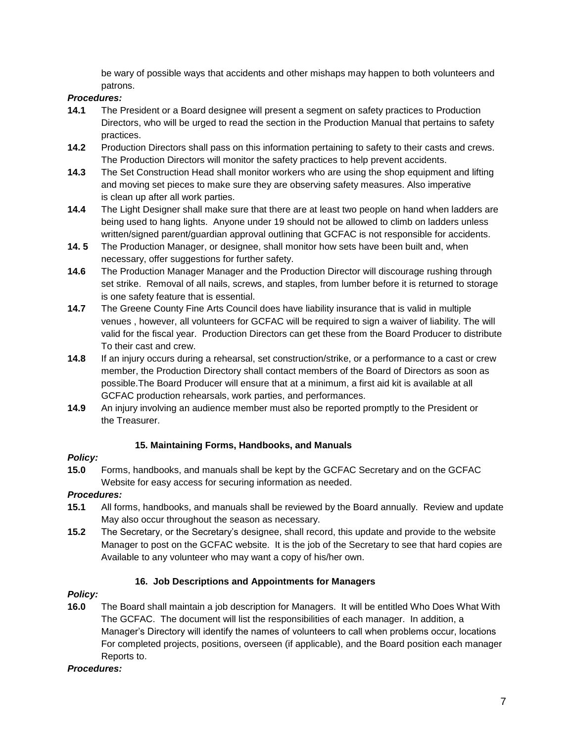be wary of possible ways that accidents and other mishaps may happen to both volunteers and patrons.

***Procedures:***

**14.1** The President or a Board designee will present a segment on safety practices to Production Directors, who will be urged to read the section in the Production Manual that pertains to safety practices.

**14.2** Production Directors shall pass on this information pertaining to safety to their casts and crews. The Production Directors will monitor the safety practices to help prevent accidents.

**14.3** The Set Construction Head shall monitor workers who are using the shop equipment and lifting and moving set pieces to make sure they are observing safety measures. Also imperative is clean up after all work parties.

**14.4** The Light Designer shall make sure that there are at least two people on hand when ladders are being used to hang lights. Anyone under 19 should not be allowed to climb on ladders unless written/signed parent/guardian approval outlining that GCFAC is not responsible for accidents.

**14. 5** The Production Manager, or designee, shall monitor how sets have been built and, when necessary, offer suggestions for further safety.

**14.6** The Production Manager Manager and the Production Director will discourage rushing through set strike. Removal of all nails, screws, and staples, from lumber before it is returned to storage is one safety feature that is essential.

**14.7** The Greene County Fine Arts Council does have liability insurance that is valid in multiple venues , however, all volunteers for GCFAC will be required to sign a waiver of liability. The will valid for the fiscal year. Production Directors can get these from the Board Producer to distribute To their cast and crew.

**14.8** If an injury occurs during a rehearsal, set construction/strike, or a performance to a cast or crew member, the Production Directory shall contact members of the Board of Directors as soon as possible.The Board Producer will ensure that at a minimum, a first aid kit is available at all GCFAC production rehearsals, work parties, and performances.

**14.9** An injury involving an audience member must also be reported promptly to the President or the Treasurer.

### 15. Maintaining Forms, Handbooks, and Manuals

***Policy:***

**15.0** Forms, handbooks, and manuals shall be kept by the GCFAC Secretary and on the GCFAC Website for easy access for securing information as needed.

***Procedures:***

**15.1** All forms, handbooks, and manuals shall be reviewed by the Board annually. Review and update May also occur throughout the season as necessary.

**15.2** The Secretary, or the Secretary's designee, shall record, this update and provide to the website Manager to post on the GCFAC website. It is the job of the Secretary to see that hard copies are Available to any volunteer who may want a copy of his/her own.

### 16. Job Descriptions and Appointments for Managers

***Policy:***

**16.0** The Board shall maintain a job description for Managers. It will be entitled Who Does What With The GCFAC. The document will list the responsibilities of each manager. In addition, a Manager's Directory will identify the names of volunteers to call when problems occur, locations For completed projects, positions, overseen (if applicable), and the Board position each manager Reports to.

***Procedures:***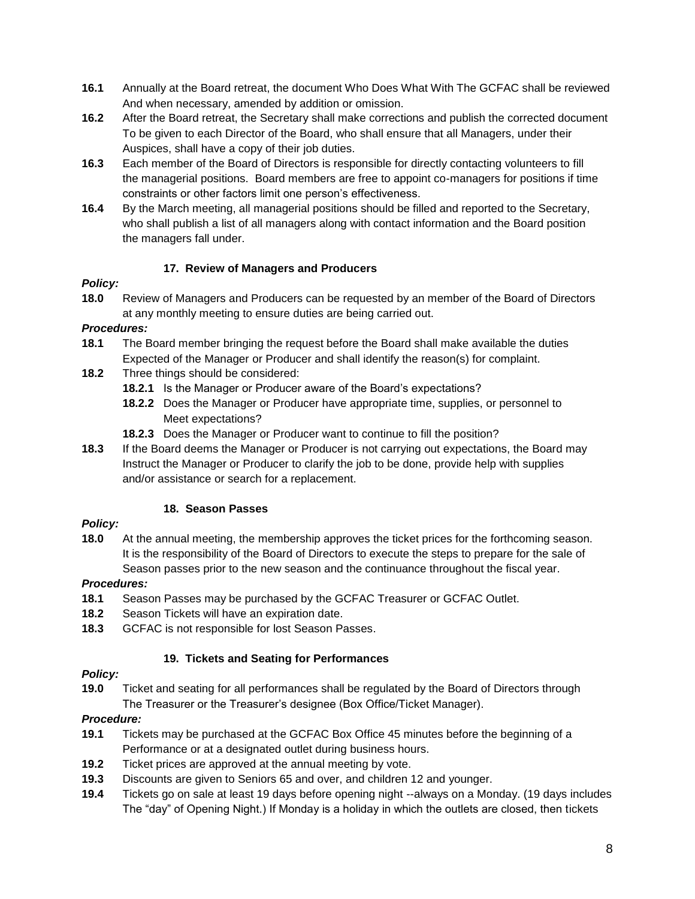**16.1** Annually at the Board retreat, the document Who Does What With The GCFAC shall be reviewed And when necessary, amended by addition or omission.

**16.2** After the Board retreat, the Secretary shall make corrections and publish the corrected document To be given to each Director of the Board, who shall ensure that all Managers, under their Auspices, shall have a copy of their job duties.

**16.3** Each member of the Board of Directors is responsible for directly contacting volunteers to fill the managerial positions. Board members are free to appoint co-managers for positions if time constraints or other factors limit one person's effectiveness.

**16.4** By the March meeting, all managerial positions should be filled and reported to the Secretary, who shall publish a list of all managers along with contact information and the Board position the managers fall under.

### 17. Review of Managers and Producers

***Policy:***

**18.0** Review of Managers and Producers can be requested by an member of the Board of Directors at any monthly meeting to ensure duties are being carried out.

***Procedures:***

**18.1** The Board member bringing the request before the Board shall make available the duties Expected of the Manager or Producer and shall identify the reason(s) for complaint.

**18.2** Three things should be considered:

- **18.2.1** Is the Manager or Producer aware of the Board's expectations?
- **18.2.2** Does the Manager or Producer have appropriate time, supplies, or personnel to Meet expectations?
- **18.2.3** Does the Manager or Producer want to continue to fill the position?

**18.3** If the Board deems the Manager or Producer is not carrying out expectations, the Board may Instruct the Manager or Producer to clarify the job to be done, provide help with supplies and/or assistance or search for a replacement.

### 18. Season Passes

***Policy:***

**18.0** At the annual meeting, the membership approves the ticket prices for the forthcoming season. It is the responsibility of the Board of Directors to execute the steps to prepare for the sale of Season passes prior to the new season and the continuance throughout the fiscal year.

***Procedures:***

**18.1** Season Passes may be purchased by the GCFAC Treasurer or GCFAC Outlet.

**18.2** Season Tickets will have an expiration date.

**18.3** GCFAC is not responsible for lost Season Passes.

### 19. Tickets and Seating for Performances

***Policy:***

**19.0** Ticket and seating for all performances shall be regulated by the Board of Directors through The Treasurer or the Treasurer's designee (Box Office/Ticket Manager).

***Procedure:***

**19.1** Tickets may be purchased at the GCFAC Box Office 45 minutes before the beginning of a Performance or at a designated outlet during business hours.

**19.2** Ticket prices are approved at the annual meeting by vote.

**19.3** Discounts are given to Seniors 65 and over, and children 12 and younger.

**19.4** Tickets go on sale at least 19 days before opening night --always on a Monday. (19 days includes The "day" of Opening Night.) If Monday is a holiday in which the outlets are closed, then tickets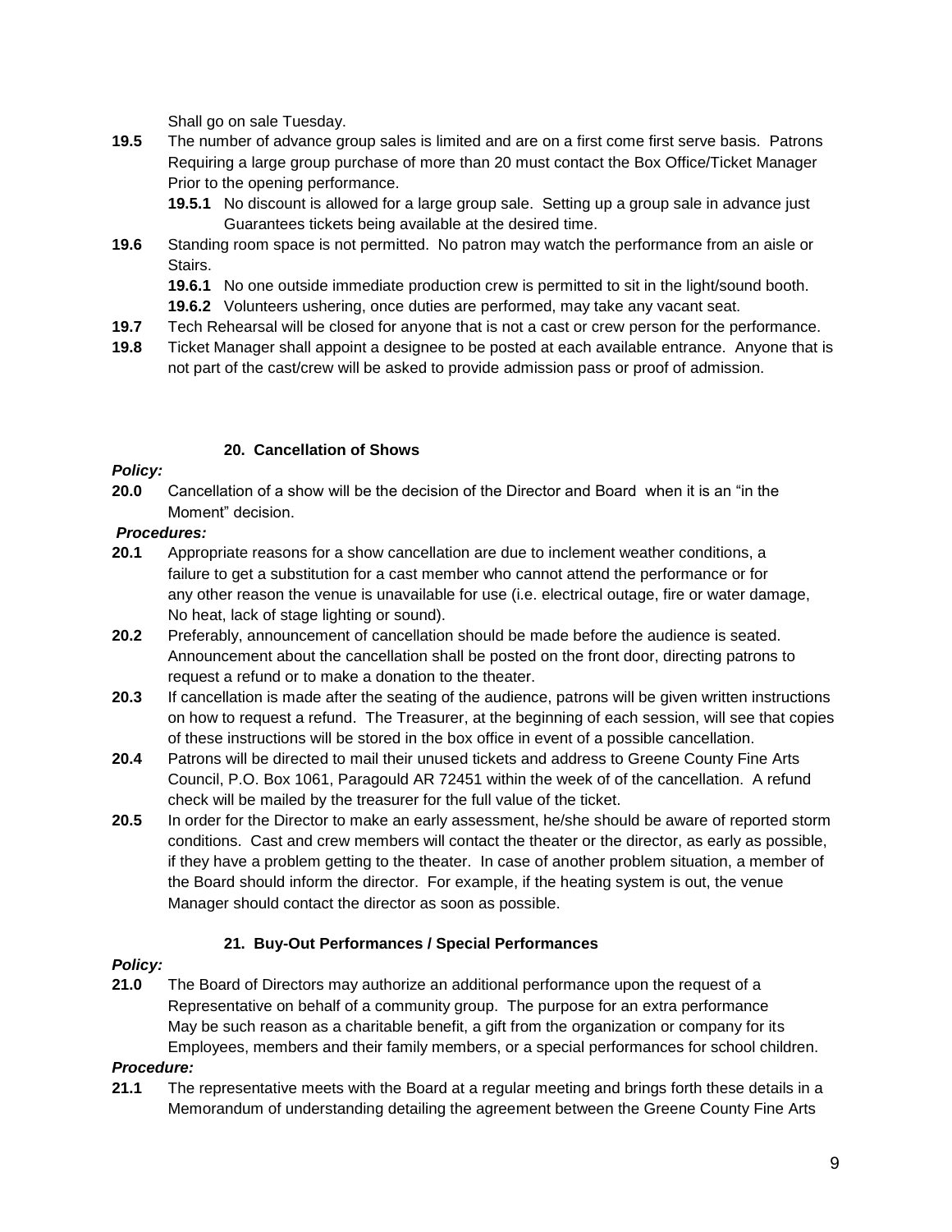Shall go on sale Tuesday.

**19.5** The number of advance group sales is limited and are on a first come first serve basis. Patrons Requiring a large group purchase of more than 20 must contact the Box Office/Ticket Manager Prior to the opening performance.

**19.5.1** No discount is allowed for a large group sale. Setting up a group sale in advance just Guarantees tickets being available at the desired time.

**19.6** Standing room space is not permitted. No patron may watch the performance from an aisle or Stairs.

**19.6.1** No one outside immediate production crew is permitted to sit in the light/sound booth.

**19.6.2** Volunteers ushering, once duties are performed, may take any vacant seat.

**19.7** Tech Rehearsal will be closed for anyone that is not a cast or crew person for the performance.

**19.8** Ticket Manager shall appoint a designee to be posted at each available entrance. Anyone that is not part of the cast/crew will be asked to provide admission pass or proof of admission.

### 20. Cancellation of Shows

***Policy:***

**20.0** Cancellation of a show will be the decision of the Director and Board when it is an "in the Moment" decision.

***Procedures:***

**20.1** Appropriate reasons for a show cancellation are due to inclement weather conditions, a failure to get a substitution for a cast member who cannot attend the performance or for any other reason the venue is unavailable for use (i.e. electrical outage, fire or water damage, No heat, lack of stage lighting or sound).

**20.2** Preferably, announcement of cancellation should be made before the audience is seated. Announcement about the cancellation shall be posted on the front door, directing patrons to request a refund or to make a donation to the theater.

**20.3** If cancellation is made after the seating of the audience, patrons will be given written instructions on how to request a refund. The Treasurer, at the beginning of each session, will see that copies of these instructions will be stored in the box office in event of a possible cancellation.

**20.4** Patrons will be directed to mail their unused tickets and address to Greene County Fine Arts Council, P.O. Box 1061, Paragould AR 72451 within the week of of the cancellation. A refund check will be mailed by the treasurer for the full value of the ticket.

**20.5** In order for the Director to make an early assessment, he/she should be aware of reported storm conditions. Cast and crew members will contact the theater or the director, as early as possible, if they have a problem getting to the theater. In case of another problem situation, a member of the Board should inform the director. For example, if the heating system is out, the venue Manager should contact the director as soon as possible.

### 21. Buy-Out Performances / Special Performances

***Policy:***

**21.0** The Board of Directors may authorize an additional performance upon the request of a Representative on behalf of a community group. The purpose for an extra performance May be such reason as a charitable benefit, a gift from the organization or company for its Employees, members and their family members, or a special performances for school children.

***Procedure:***

**21.1** The representative meets with the Board at a regular meeting and brings forth these details in a Memorandum of understanding detailing the agreement between the Greene County Fine Arts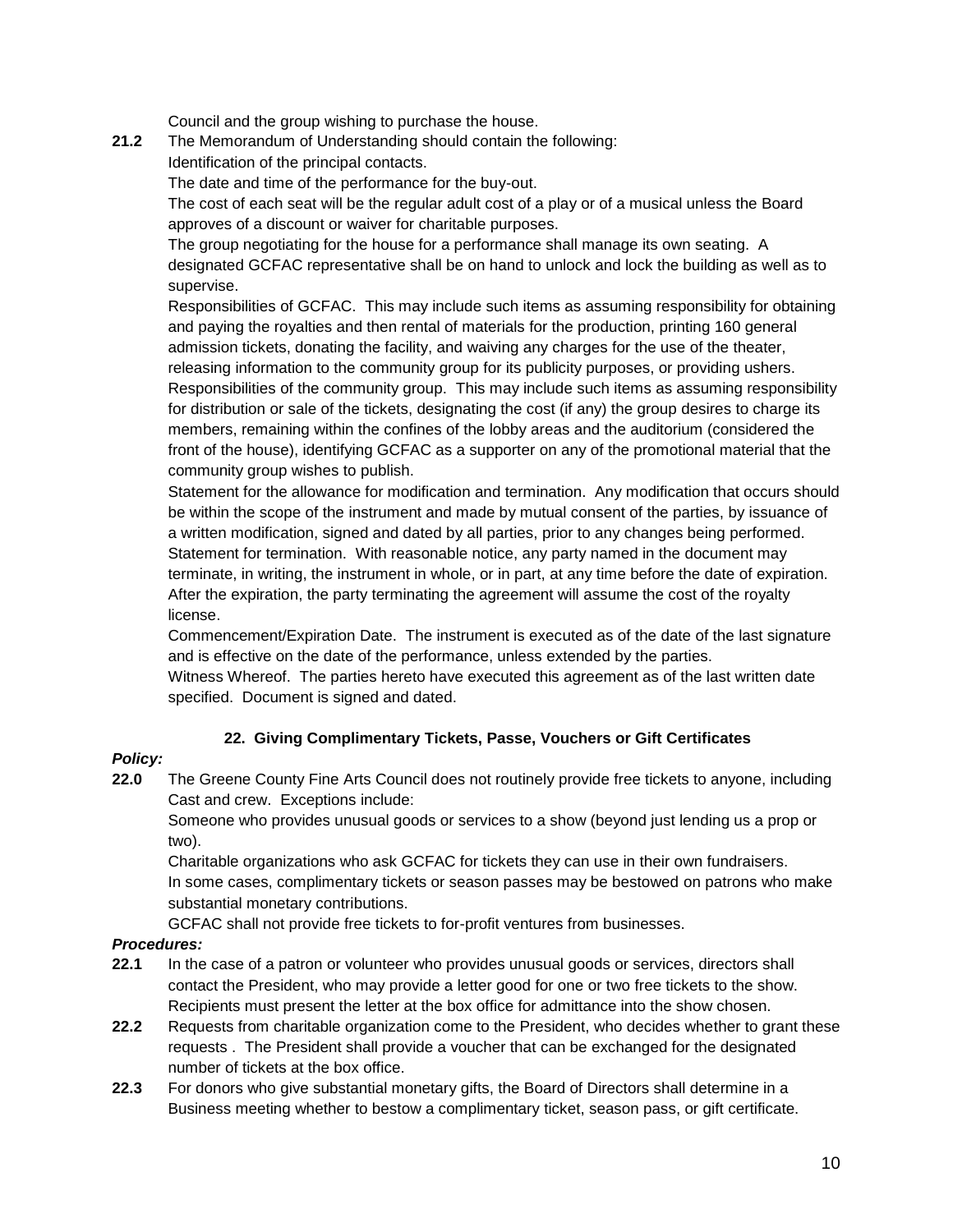Council and the group wishing to purchase the house.

**21.2** The Memorandum of Understanding should contain the following:

Identification of the principal contacts.

The date and time of the performance for the buy-out.

The cost of each seat will be the regular adult cost of a play or of a musical unless the Board approves of a discount or waiver for charitable purposes.

The group negotiating for the house for a performance shall manage its own seating. A designated GCFAC representative shall be on hand to unlock and lock the building as well as to supervise.

Responsibilities of GCFAC. This may include such items as assuming responsibility for obtaining and paying the royalties and then rental of materials for the production, printing 160 general admission tickets, donating the facility, and waiving any charges for the use of the theater, releasing information to the community group for its publicity purposes, or providing ushers.

Responsibilities of the community group. This may include such items as assuming responsibility for distribution or sale of the tickets, designating the cost (if any) the group desires to charge its members, remaining within the confines of the lobby areas and the auditorium (considered the front of the house), identifying GCFAC as a supporter on any of the promotional material that the community group wishes to publish.

Statement for the allowance for modification and termination. Any modification that occurs should be within the scope of the instrument and made by mutual consent of the parties, by issuance of a written modification, signed and dated by all parties, prior to any changes being performed.

Statement for termination. With reasonable notice, any party named in the document may terminate, in writing, the instrument in whole, or in part, at any time before the date of expiration. After the expiration, the party terminating the agreement will assume the cost of the royalty license.

Commencement/Expiration Date. The instrument is executed as of the date of the last signature and is effective on the date of the performance, unless extended by the parties.

Witness Whereof. The parties hereto have executed this agreement as of the last written date specified. Document is signed and dated.

## 22. Giving Complimentary Tickets, Passe, Vouchers or Gift Certificates

***Policy:***

**22.0** The Greene County Fine Arts Council does not routinely provide free tickets to anyone, including Cast and crew. Exceptions include:

Someone who provides unusual goods or services to a show (beyond just lending us a prop or two).

Charitable organizations who ask GCFAC for tickets they can use in their own fundraisers.

In some cases, complimentary tickets or season passes may be bestowed on patrons who make substantial monetary contributions.

GCFAC shall not provide free tickets to for-profit ventures from businesses.

***Procedures:***

**22.1** In the case of a patron or volunteer who provides unusual goods or services, directors shall contact the President, who may provide a letter good for one or two free tickets to the show. Recipients must present the letter at the box office for admittance into the show chosen.

**22.2** Requests from charitable organization come to the President, who decides whether to grant these requests . The President shall provide a voucher that can be exchanged for the designated number of tickets at the box office.

**22.3** For donors who give substantial monetary gifts, the Board of Directors shall determine in a Business meeting whether to bestow a complimentary ticket, season pass, or gift certificate.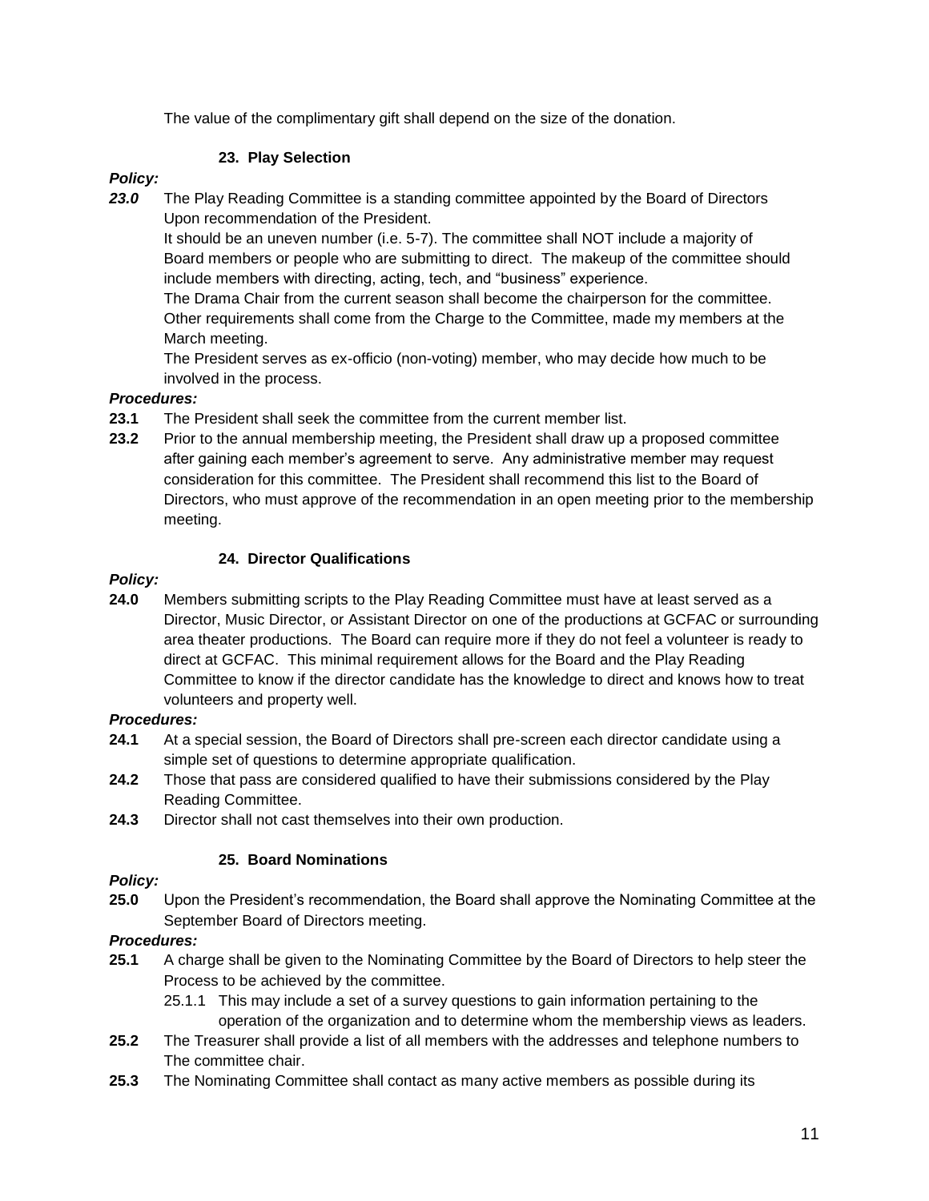The value of the complimentary gift shall depend on the size of the donation.

### 23. Play Selection

***Policy:***

***23.0*** The Play Reading Committee is a standing committee appointed by the Board of Directors Upon recommendation of the President.
It should be an uneven number (i.e. 5-7). The committee shall NOT include a majority of Board members or people who are submitting to direct. The makeup of the committee should include members with directing, acting, tech, and "business" experience.
The Drama Chair from the current season shall become the chairperson for the committee.
Other requirements shall come from the Charge to the Committee, made my members at the March meeting.
The President serves as ex-officio (non-voting) member, who may decide how much to be involved in the process.

***Procedures:***

**23.1** The President shall seek the committee from the current member list.

**23.2** Prior to the annual membership meeting, the President shall draw up a proposed committee after gaining each member's agreement to serve. Any administrative member may request consideration for this committee. The President shall recommend this list to the Board of Directors, who must approve of the recommendation in an open meeting prior to the membership meeting.

### 24. Director Qualifications

***Policy:***

**24.0** Members submitting scripts to the Play Reading Committee must have at least served as a Director, Music Director, or Assistant Director on one of the productions at GCFAC or surrounding area theater productions. The Board can require more if they do not feel a volunteer is ready to direct at GCFAC. This minimal requirement allows for the Board and the Play Reading Committee to know if the director candidate has the knowledge to direct and knows how to treat volunteers and property well.

***Procedures:***

**24.1** At a special session, the Board of Directors shall pre-screen each director candidate using a simple set of questions to determine appropriate qualification.

**24.2** Those that pass are considered qualified to have their submissions considered by the Play Reading Committee.

**24.3** Director shall not cast themselves into their own production.

### 25. Board Nominations

***Policy:***

**25.0** Upon the President's recommendation, the Board shall approve the Nominating Committee at the September Board of Directors meeting.

***Procedures:***

**25.1** A charge shall be given to the Nominating Committee by the Board of Directors to help steer the Process to be achieved by the committee.

25.1.1 This may include a set of a survey questions to gain information pertaining to the operation of the organization and to determine whom the membership views as leaders.

**25.2** The Treasurer shall provide a list of all members with the addresses and telephone numbers to The committee chair.

**25.3** The Nominating Committee shall contact as many active members as possible during its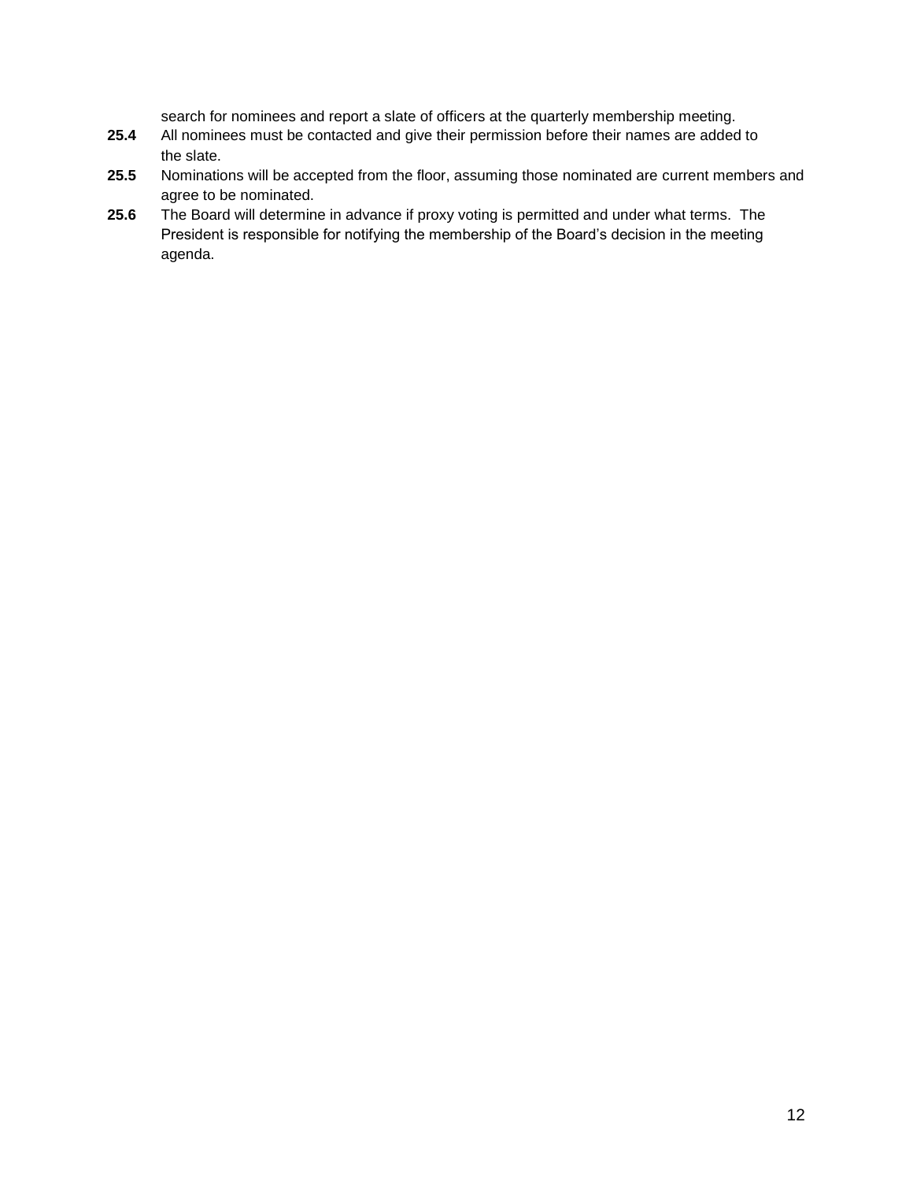search for nominees and report a slate of officers at the quarterly membership meeting.

**25.4** All nominees must be contacted and give their permission before their names are added to the slate.

**25.5** Nominations will be accepted from the floor, assuming those nominated are current members and agree to be nominated.

**25.6** The Board will determine in advance if proxy voting is permitted and under what terms. The President is responsible for notifying the membership of the Board's decision in the meeting agenda.